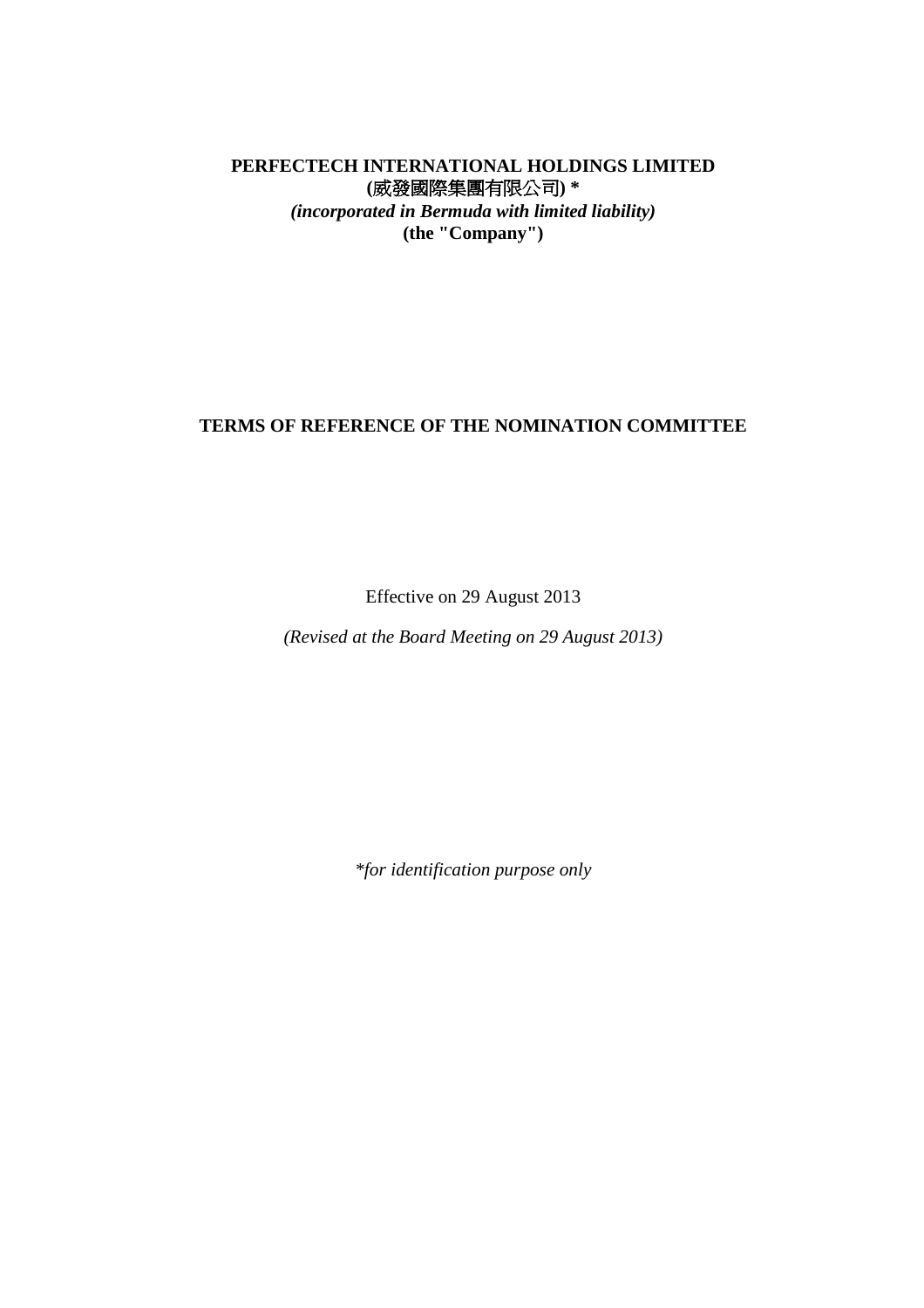**PERFECTECH INTERNATIONAL HOLDINGS LIMITED**
**(威發國際集團有限公司) \***
***(incorporated in Bermuda with limited liability)***
**(the "Company")**

# TERMS OF REFERENCE OF THE NOMINATION COMMITTEE

Effective on 29 August 2013

*(Revised at the Board Meeting on 29 August 2013)*

*\*for identification purpose only*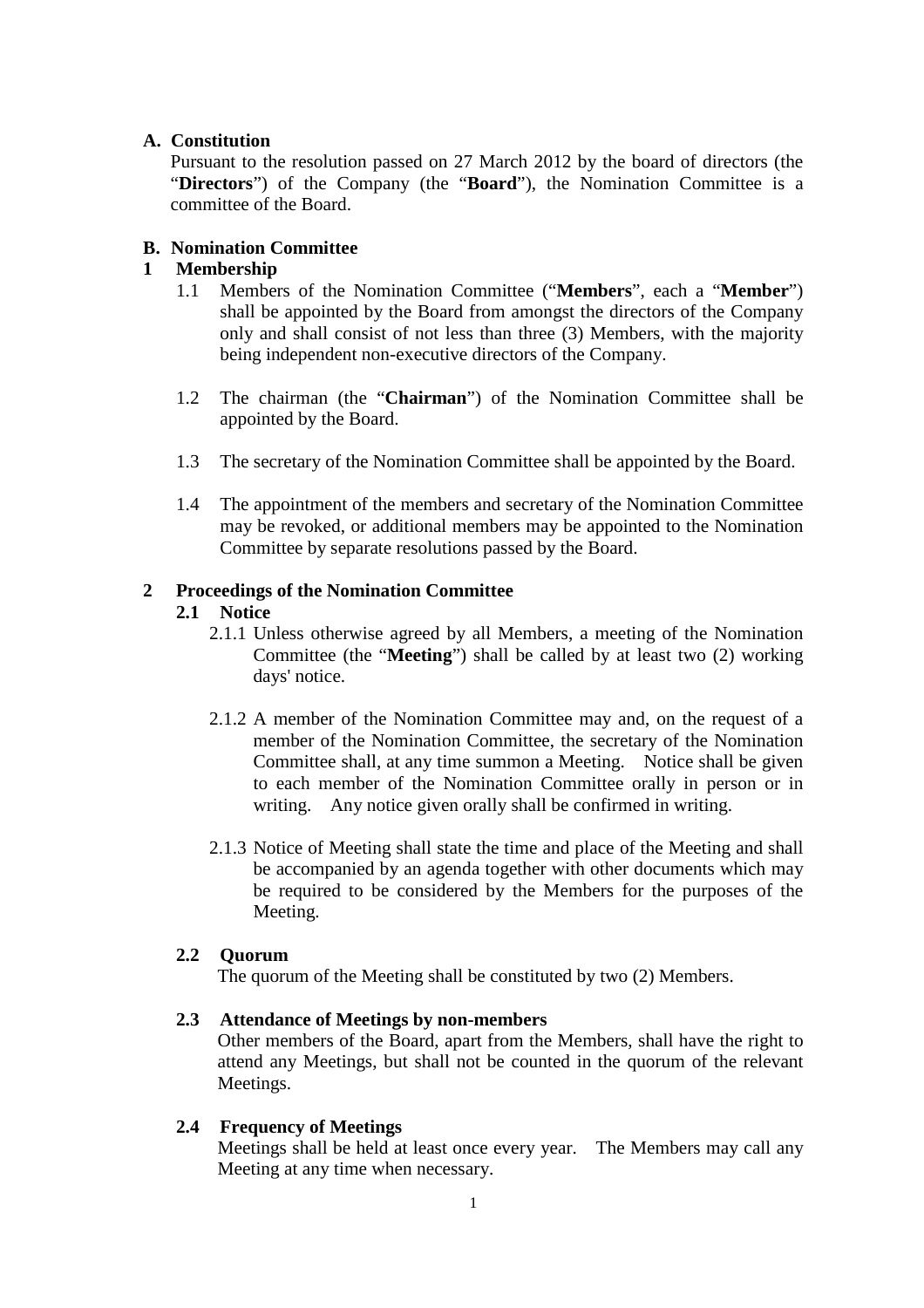## A. Constitution

Pursuant to the resolution passed on 27 March 2012 by the board of directors (the "**Directors**") of the Company (the "**Board**"), the Nomination Committee is a committee of the Board.

## B. Nomination Committee

### 1 Membership

1.1 Members of the Nomination Committee ("**Members**", each a "**Member**") shall be appointed by the Board from amongst the directors of the Company only and shall consist of not less than three (3) Members, with the majority being independent non-executive directors of the Company.

1.2 The chairman (the "**Chairman**") of the Nomination Committee shall be appointed by the Board.

1.3 The secretary of the Nomination Committee shall be appointed by the Board.

1.4 The appointment of the members and secretary of the Nomination Committee may be revoked, or additional members may be appointed to the Nomination Committee by separate resolutions passed by the Board.

### 2 Proceedings of the Nomination Committee

#### 2.1 Notice

2.1.1 Unless otherwise agreed by all Members, a meeting of the Nomination Committee (the "**Meeting**") shall be called by at least two (2) working days' notice.

2.1.2 A member of the Nomination Committee may and, on the request of a member of the Nomination Committee, the secretary of the Nomination Committee shall, at any time summon a Meeting. Notice shall be given to each member of the Nomination Committee orally in person or in writing. Any notice given orally shall be confirmed in writing.

2.1.3 Notice of Meeting shall state the time and place of the Meeting and shall be accompanied by an agenda together with other documents which may be required to be considered by the Members for the purposes of the Meeting.

#### 2.2 Quorum

The quorum of the Meeting shall be constituted by two (2) Members.

#### 2.3 Attendance of Meetings by non-members

Other members of the Board, apart from the Members, shall have the right to attend any Meetings, but shall not be counted in the quorum of the relevant Meetings.

#### 2.4 Frequency of Meetings

Meetings shall be held at least once every year. The Members may call any Meeting at any time when necessary.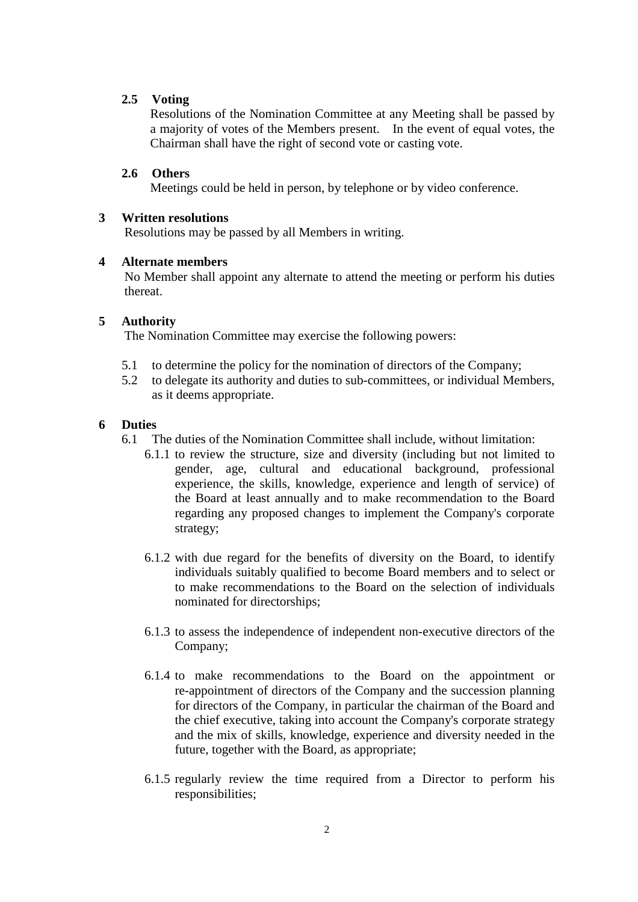### 2.5 Voting

Resolutions of the Nomination Committee at any Meeting shall be passed by a majority of votes of the Members present. In the event of equal votes, the Chairman shall have the right of second vote or casting vote.

### 2.6 Others

Meetings could be held in person, by telephone or by video conference.

## 3 Written resolutions

Resolutions may be passed by all Members in writing.

## 4 Alternate members

No Member shall appoint any alternate to attend the meeting or perform his duties thereat.

## 5 Authority

The Nomination Committee may exercise the following powers:

5.1 to determine the policy for the nomination of directors of the Company;

5.2 to delegate its authority and duties to sub-committees, or individual Members, as it deems appropriate.

## 6 Duties

6.1 The duties of the Nomination Committee shall include, without limitation:

6.1.1 to review the structure, size and diversity (including but not limited to gender, age, cultural and educational background, professional experience, the skills, knowledge, experience and length of service) of the Board at least annually and to make recommendation to the Board regarding any proposed changes to implement the Company's corporate strategy;

6.1.2 with due regard for the benefits of diversity on the Board, to identify individuals suitably qualified to become Board members and to select or to make recommendations to the Board on the selection of individuals nominated for directorships;

6.1.3 to assess the independence of independent non-executive directors of the Company;

6.1.4 to make recommendations to the Board on the appointment or re-appointment of directors of the Company and the succession planning for directors of the Company, in particular the chairman of the Board and the chief executive, taking into account the Company's corporate strategy and the mix of skills, knowledge, experience and diversity needed in the future, together with the Board, as appropriate;

6.1.5 regularly review the time required from a Director to perform his responsibilities;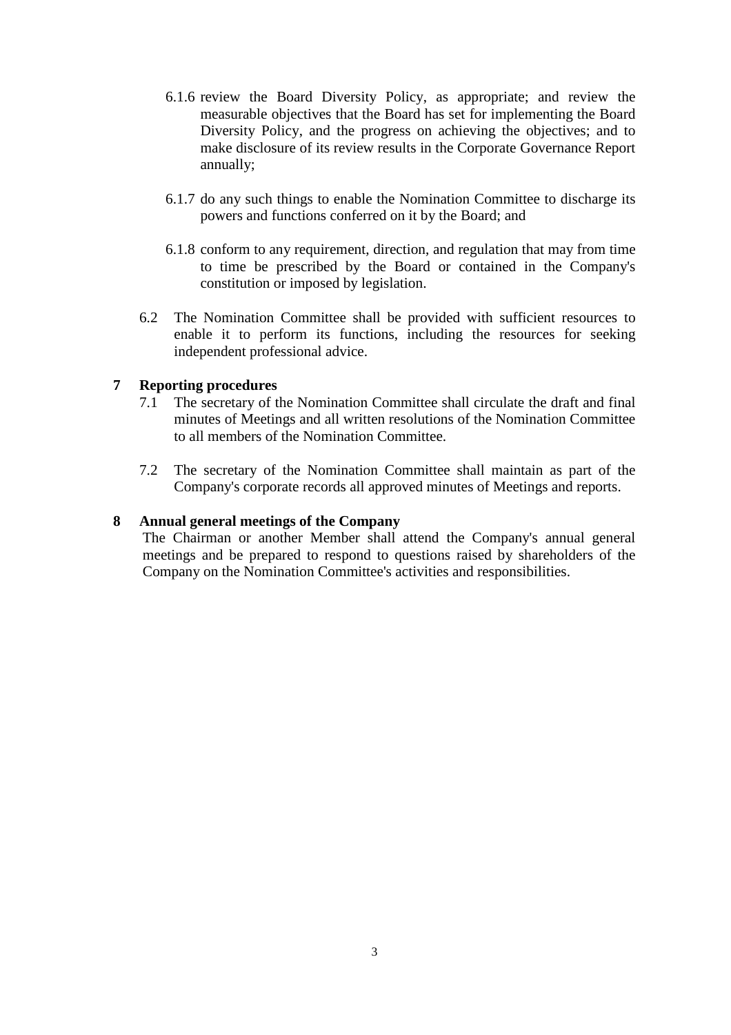6.1.6 review the Board Diversity Policy, as appropriate; and review the measurable objectives that the Board has set for implementing the Board Diversity Policy, and the progress on achieving the objectives; and to make disclosure of its review results in the Corporate Governance Report annually;

6.1.7 do any such things to enable the Nomination Committee to discharge its powers and functions conferred on it by the Board; and

6.1.8 conform to any requirement, direction, and regulation that may from time to time be prescribed by the Board or contained in the Company's constitution or imposed by legislation.

6.2 The Nomination Committee shall be provided with sufficient resources to enable it to perform its functions, including the resources for seeking independent professional advice.

**7 Reporting procedures**

7.1 The secretary of the Nomination Committee shall circulate the draft and final minutes of Meetings and all written resolutions of the Nomination Committee to all members of the Nomination Committee.

7.2 The secretary of the Nomination Committee shall maintain as part of the Company's corporate records all approved minutes of Meetings and reports.

**8 Annual general meetings of the Company**

The Chairman or another Member shall attend the Company's annual general meetings and be prepared to respond to questions raised by shareholders of the Company on the Nomination Committee's activities and responsibilities.